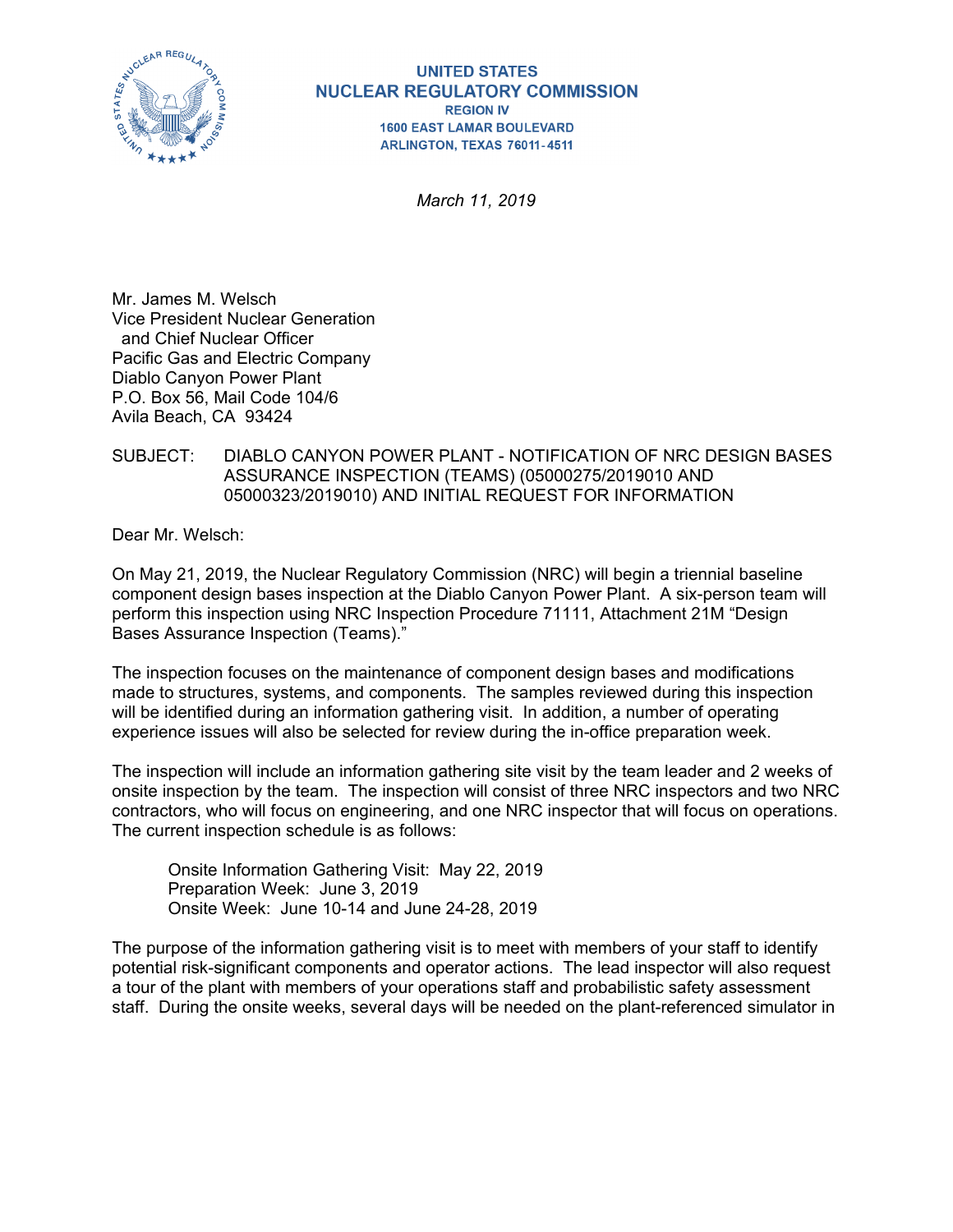UNITED STATES
NUCLEAR REGULATORY COMMISSION
REGION IV
1600 EAST LAMAR BOULEVARD
ARLINGTON, TEXAS 76011-4511

*March 11, 2019*

Mr. James M. Welsch
Vice President Nuclear Generation
and Chief Nuclear Officer
Pacific Gas and Electric Company
Diablo Canyon Power Plant
P.O. Box 56, Mail Code 104/6
Avila Beach, CA 93424

SUBJECT: DIABLO CANYON POWER PLANT - NOTIFICATION OF NRC DESIGN BASES ASSURANCE INSPECTION (TEAMS) (05000275/2019010 AND 05000323/2019010) AND INITIAL REQUEST FOR INFORMATION

Dear Mr. Welsch:

On May 21, 2019, the Nuclear Regulatory Commission (NRC) will begin a triennial baseline component design bases inspection at the Diablo Canyon Power Plant. A six-person team will perform this inspection using NRC Inspection Procedure 71111, Attachment 21M "Design Bases Assurance Inspection (Teams)."

The inspection focuses on the maintenance of component design bases and modifications made to structures, systems, and components. The samples reviewed during this inspection will be identified during an information gathering visit. In addition, a number of operating experience issues will also be selected for review during the in-office preparation week.

The inspection will include an information gathering site visit by the team leader and 2 weeks of onsite inspection by the team. The inspection will consist of three NRC inspectors and two NRC contractors, who will focus on engineering, and one NRC inspector that will focus on operations. The current inspection schedule is as follows:

Onsite Information Gathering Visit: May 22, 2019
Preparation Week: June 3, 2019
Onsite Week: June 10-14 and June 24-28, 2019

The purpose of the information gathering visit is to meet with members of your staff to identify potential risk-significant components and operator actions. The lead inspector will also request a tour of the plant with members of your operations staff and probabilistic safety assessment staff. During the onsite weeks, several days will be needed on the plant-referenced simulator in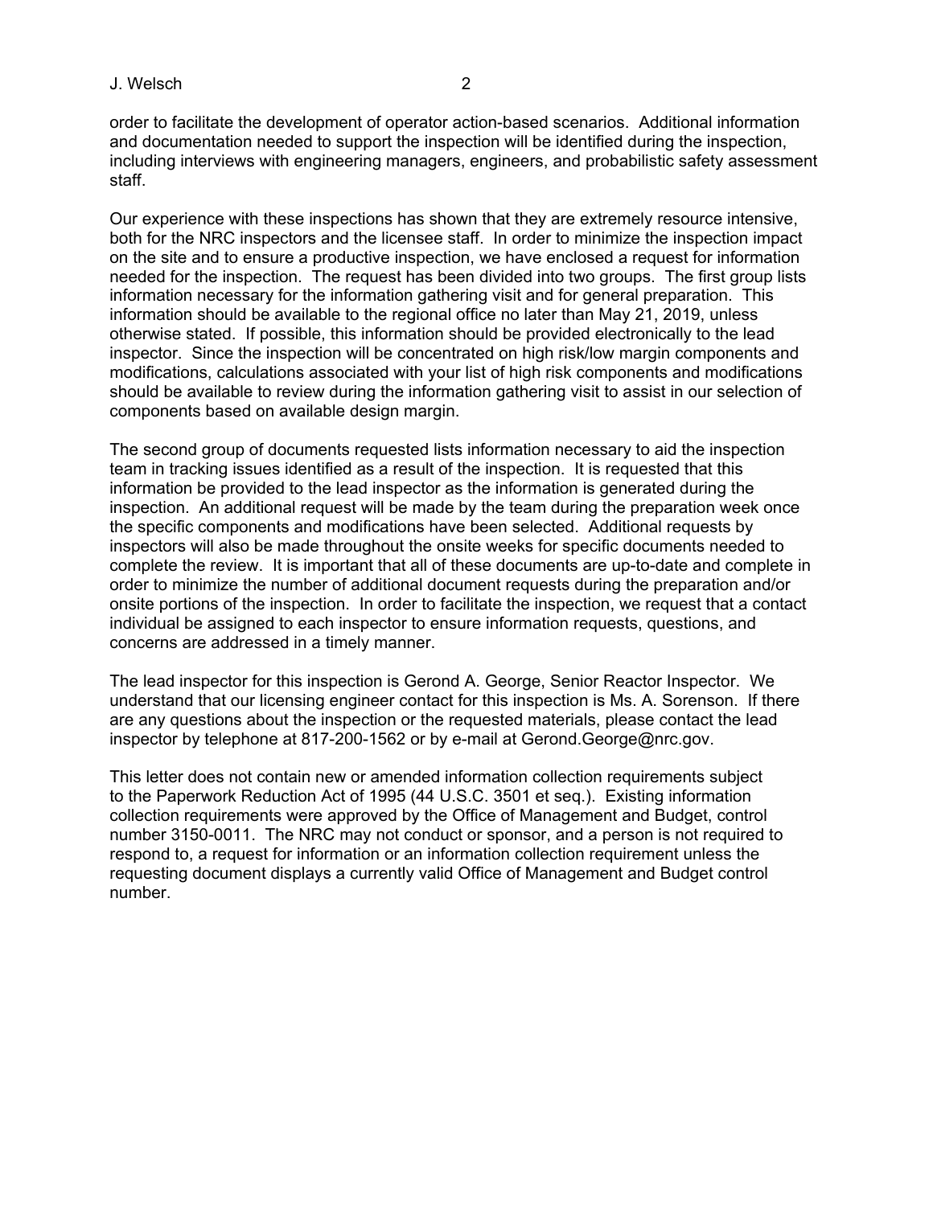order to facilitate the development of operator action-based scenarios. Additional information and documentation needed to support the inspection will be identified during the inspection, including interviews with engineering managers, engineers, and probabilistic safety assessment staff.

Our experience with these inspections has shown that they are extremely resource intensive, both for the NRC inspectors and the licensee staff. In order to minimize the inspection impact on the site and to ensure a productive inspection, we have enclosed a request for information needed for the inspection. The request has been divided into two groups. The first group lists information necessary for the information gathering visit and for general preparation. This information should be available to the regional office no later than May 21, 2019, unless otherwise stated. If possible, this information should be provided electronically to the lead inspector. Since the inspection will be concentrated on high risk/low margin components and modifications, calculations associated with your list of high risk components and modifications should be available to review during the information gathering visit to assist in our selection of components based on available design margin.

The second group of documents requested lists information necessary to aid the inspection team in tracking issues identified as a result of the inspection. It is requested that this information be provided to the lead inspector as the information is generated during the inspection. An additional request will be made by the team during the preparation week once the specific components and modifications have been selected. Additional requests by inspectors will also be made throughout the onsite weeks for specific documents needed to complete the review. It is important that all of these documents are up-to-date and complete in order to minimize the number of additional document requests during the preparation and/or onsite portions of the inspection. In order to facilitate the inspection, we request that a contact individual be assigned to each inspector to ensure information requests, questions, and concerns are addressed in a timely manner.

The lead inspector for this inspection is Gerond A. George, Senior Reactor Inspector. We understand that our licensing engineer contact for this inspection is Ms. A. Sorenson. If there are any questions about the inspection or the requested materials, please contact the lead inspector by telephone at 817-200-1562 or by e-mail at Gerond.George@nrc.gov.

This letter does not contain new or amended information collection requirements subject to the Paperwork Reduction Act of 1995 (44 U.S.C. 3501 et seq.). Existing information collection requirements were approved by the Office of Management and Budget, control number 3150-0011. The NRC may not conduct or sponsor, and a person is not required to respond to, a request for information or an information collection requirement unless the requesting document displays a currently valid Office of Management and Budget control number.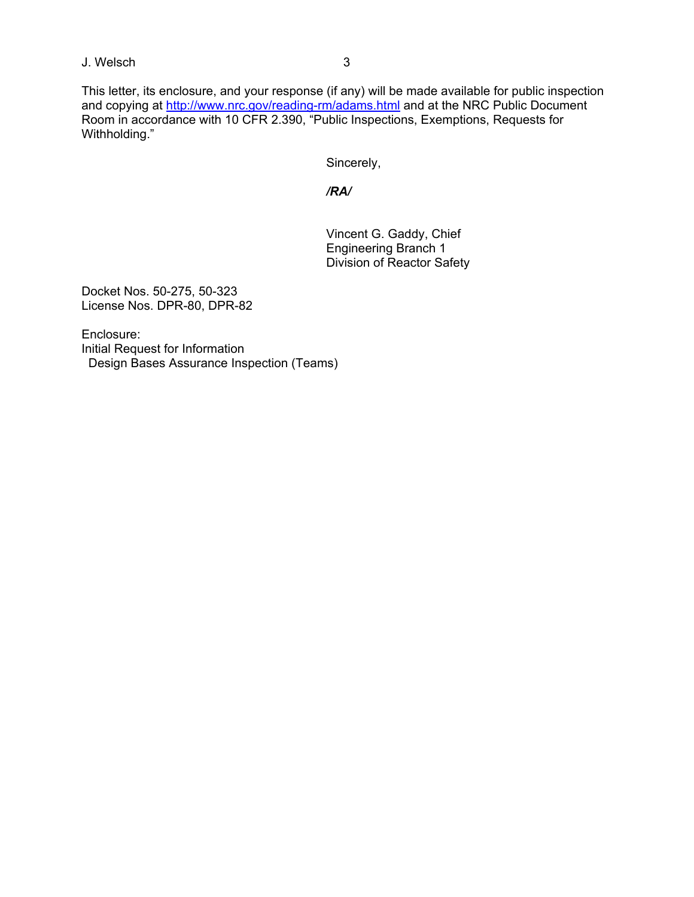This letter, its enclosure, and your response (if any) will be made available for public inspection and copying at http://www.nrc.gov/reading-rm/adams.html and at the NRC Public Document Room in accordance with 10 CFR 2.390, "Public Inspections, Exemptions, Requests for Withholding."

Sincerely,

*/RA/*

Vincent G. Gaddy, Chief
Engineering Branch 1
Division of Reactor Safety

Docket Nos. 50-275, 50-323
License Nos. DPR-80, DPR-82

Enclosure:
Initial Request for Information
  Design Bases Assurance Inspection (Teams)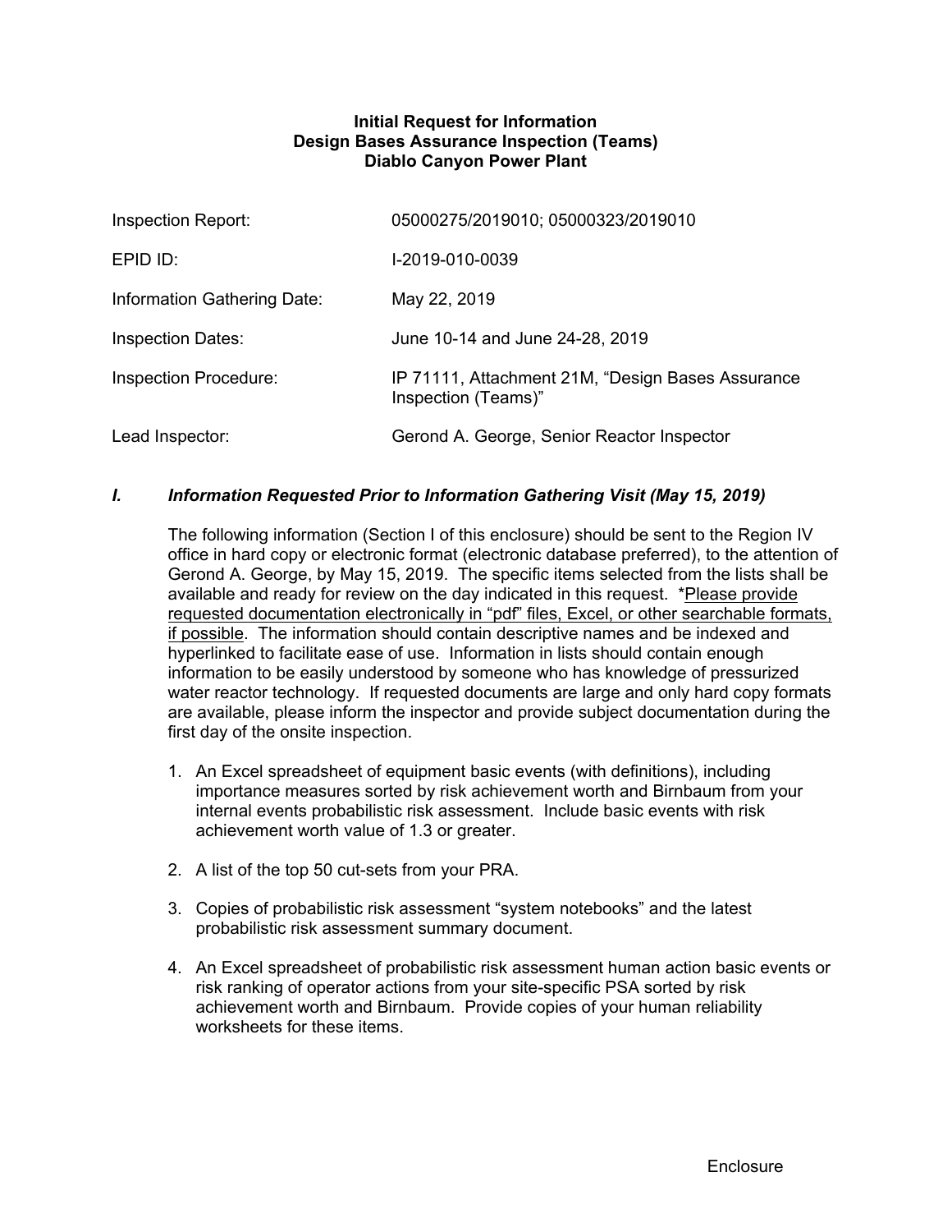**Initial Request for Information**
**Design Bases Assurance Inspection (Teams)**
**Diablo Canyon Power Plant**

| | |
|---|---|
| Inspection Report: | 05000275/2019010; 05000323/2019010 |
| EPID ID: | I-2019-010-0039 |
| Information Gathering Date: | May 22, 2019 |
| Inspection Dates: | June 10-14 and June 24-28, 2019 |
| Inspection Procedure: | IP 71111, Attachment 21M, "Design Bases Assurance Inspection (Teams)" |
| Lead Inspector: | Gerond A. George, Senior Reactor Inspector |

## *I. Information Requested Prior to Information Gathering Visit (May 15, 2019)*

The following information (Section I of this enclosure) should be sent to the Region IV office in hard copy or electronic format (electronic database preferred), to the attention of Gerond A. George, by May 15, 2019. The specific items selected from the lists shall be available and ready for review on the day indicated in this request. *Please provide requested documentation electronically in "pdf" files, Excel, or other searchable formats, if possible. The information should contain descriptive names and be indexed and hyperlinked to facilitate ease of use. Information in lists should contain enough information to be easily understood by someone who has knowledge of pressurized water reactor technology. If requested documents are large and only hard copy formats are available, please inform the inspector and provide subject documentation during the first day of the onsite inspection.

1. An Excel spreadsheet of equipment basic events (with definitions), including importance measures sorted by risk achievement worth and Birnbaum from your internal events probabilistic risk assessment. Include basic events with risk achievement worth value of 1.3 or greater.

2. A list of the top 50 cut-sets from your PRA.

3. Copies of probabilistic risk assessment "system notebooks" and the latest probabilistic risk assessment summary document.

4. An Excel spreadsheet of probabilistic risk assessment human action basic events or risk ranking of operator actions from your site-specific PSA sorted by risk achievement worth and Birnbaum. Provide copies of your human reliability worksheets for these items.

Enclosure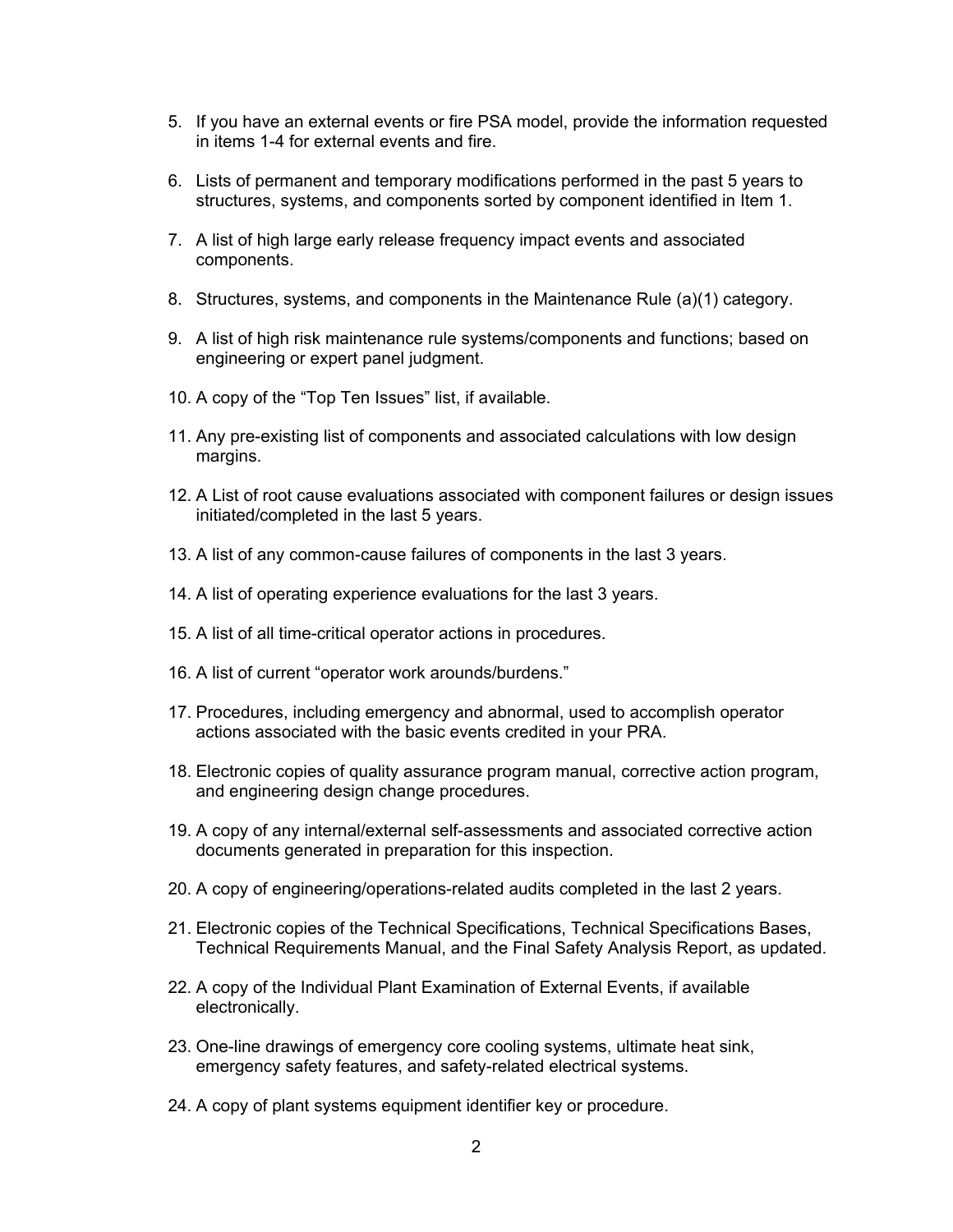5. If you have an external events or fire PSA model, provide the information requested in items 1-4 for external events and fire.

6. Lists of permanent and temporary modifications performed in the past 5 years to structures, systems, and components sorted by component identified in Item 1.

7. A list of high large early release frequency impact events and associated components.

8. Structures, systems, and components in the Maintenance Rule (a)(1) category.

9. A list of high risk maintenance rule systems/components and functions; based on engineering or expert panel judgment.

10. A copy of the "Top Ten Issues" list, if available.

11. Any pre-existing list of components and associated calculations with low design margins.

12. A List of root cause evaluations associated with component failures or design issues initiated/completed in the last 5 years.

13. A list of any common-cause failures of components in the last 3 years.

14. A list of operating experience evaluations for the last 3 years.

15. A list of all time-critical operator actions in procedures.

16. A list of current "operator work arounds/burdens."

17. Procedures, including emergency and abnormal, used to accomplish operator actions associated with the basic events credited in your PRA.

18. Electronic copies of quality assurance program manual, corrective action program, and engineering design change procedures.

19. A copy of any internal/external self-assessments and associated corrective action documents generated in preparation for this inspection.

20. A copy of engineering/operations-related audits completed in the last 2 years.

21. Electronic copies of the Technical Specifications, Technical Specifications Bases, Technical Requirements Manual, and the Final Safety Analysis Report, as updated.

22. A copy of the Individual Plant Examination of External Events, if available electronically.

23. One-line drawings of emergency core cooling systems, ultimate heat sink, emergency safety features, and safety-related electrical systems.

24. A copy of plant systems equipment identifier key or procedure.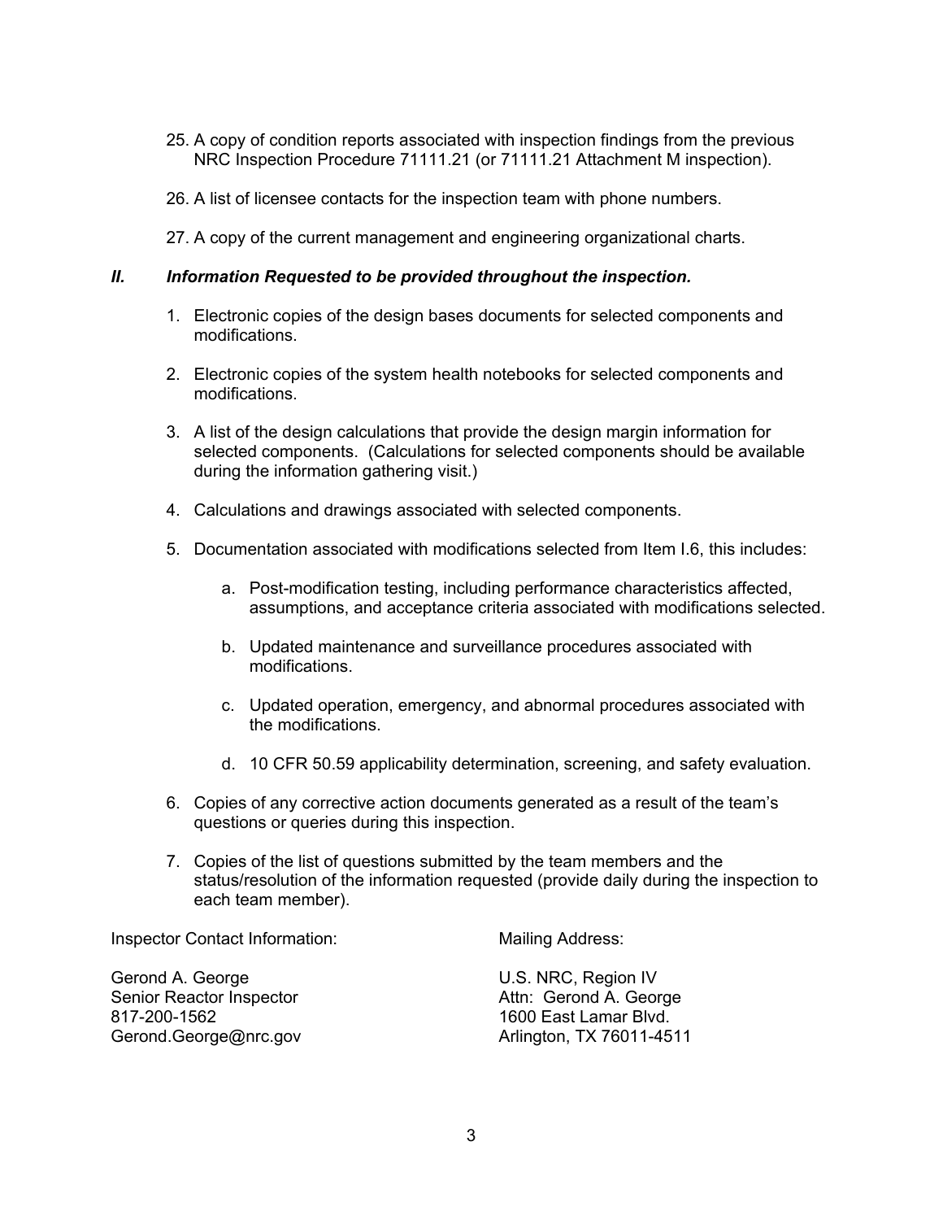25. A copy of condition reports associated with inspection findings from the previous NRC Inspection Procedure 71111.21 (or 71111.21 Attachment M inspection).

26. A list of licensee contacts for the inspection team with phone numbers.

27. A copy of the current management and engineering organizational charts.

## ***II. Information Requested to be provided throughout the inspection.***

1. Electronic copies of the design bases documents for selected components and modifications.

2. Electronic copies of the system health notebooks for selected components and modifications.

3. A list of the design calculations that provide the design margin information for selected components. (Calculations for selected components should be available during the information gathering visit.)

4. Calculations and drawings associated with selected components.

5. Documentation associated with modifications selected from Item I.6, this includes:

   a. Post-modification testing, including performance characteristics affected, assumptions, and acceptance criteria associated with modifications selected.

   b. Updated maintenance and surveillance procedures associated with modifications.

   c. Updated operation, emergency, and abnormal procedures associated with the modifications.

   d. 10 CFR 50.59 applicability determination, screening, and safety evaluation.

6. Copies of any corrective action documents generated as a result of the team's questions or queries during this inspection.

7. Copies of the list of questions submitted by the team members and the status/resolution of the information requested (provide daily during the inspection to each team member).

Inspector Contact Information:

Gerond A. George
Senior Reactor Inspector
817-200-1562
Gerond.George@nrc.gov

Mailing Address:

U.S. NRC, Region IV
Attn: Gerond A. George
1600 East Lamar Blvd.
Arlington, TX 76011-4511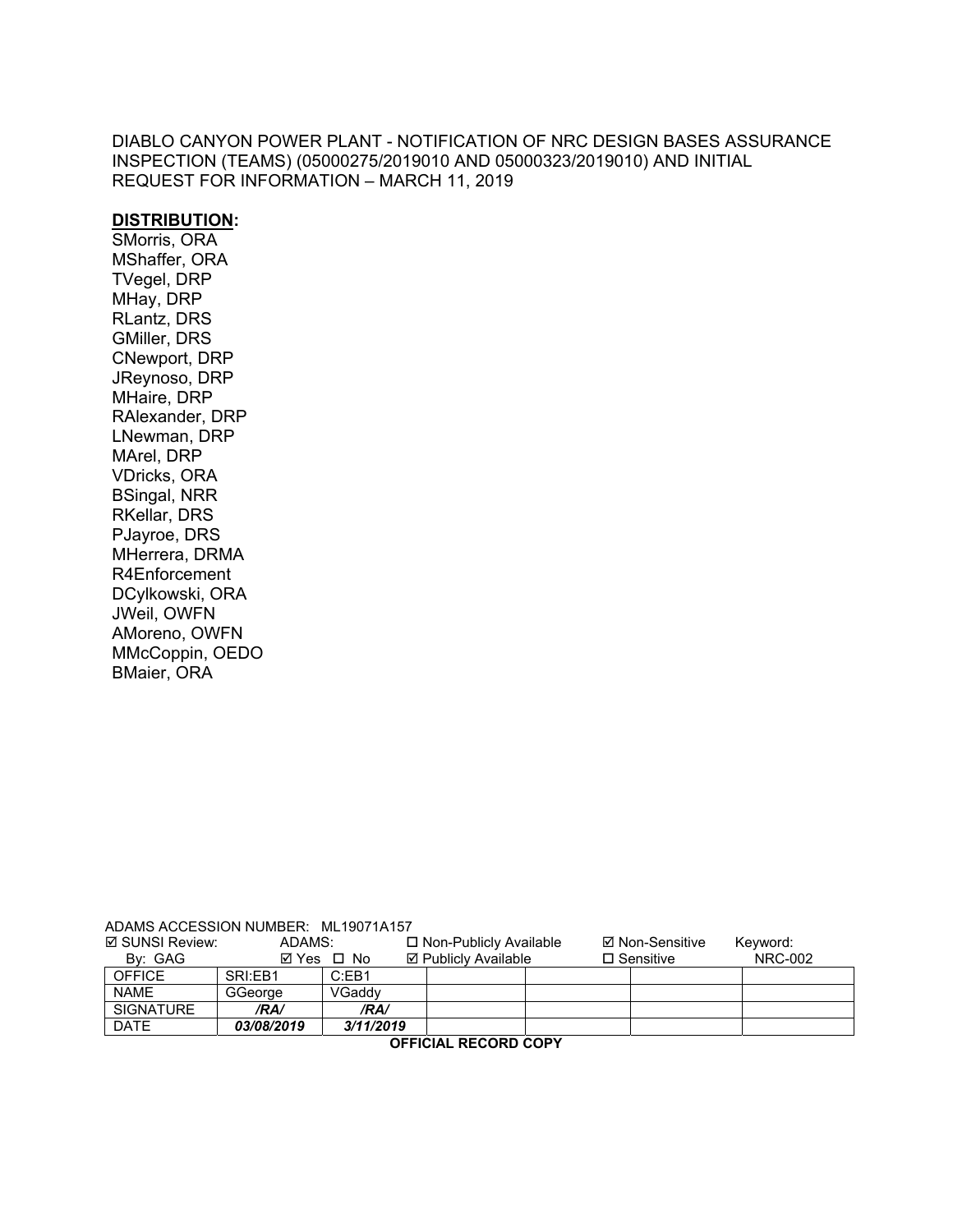DIABLO CANYON POWER PLANT - NOTIFICATION OF NRC DESIGN BASES ASSURANCE INSPECTION (TEAMS) (05000275/2019010 AND 05000323/2019010) AND INITIAL REQUEST FOR INFORMATION – MARCH 11, 2019

**DISTRIBUTION:**

SMorris, ORA
MShaffer, ORA
TVegel, DRP
MHay, DRP
RLantz, DRS
GMiller, DRS
CNewport, DRP
JReynoso, DRP
MHaire, DRP
RAlexander, DRP
LNewman, DRP
MArel, DRP
VDricks, ORA
BSingal, NRR
RKellar, DRS
PJayroe, DRS
MHerrera, DRMA
R4Enforcement
DCylkowski, ORA
JWeil, OWFN
AMoreno, OWFN
MMcCoppin, OEDO
BMaier, ORA

ADAMS ACCESSION NUMBER: ML19071A157

☑ SUNSI Review: By: GAG | ADAMS: ☑ Yes ☐ No | ☐ Non-Publicly Available ☑ Publicly Available | ☑ Non-Sensitive ☐ Sensitive | Keyword: NRC-002

| OFFICE | SRI:EB1 | C:EB1 | | | | |
|---|---|---|---|---|---|---|
| NAME | GGeorge | VGaddy | | | | |
| SIGNATURE | */RA/* | */RA/* | | | | |
| DATE | ***03/08/2019*** | ***3/11/2019*** | | | | |

**OFFICIAL RECORD COPY**